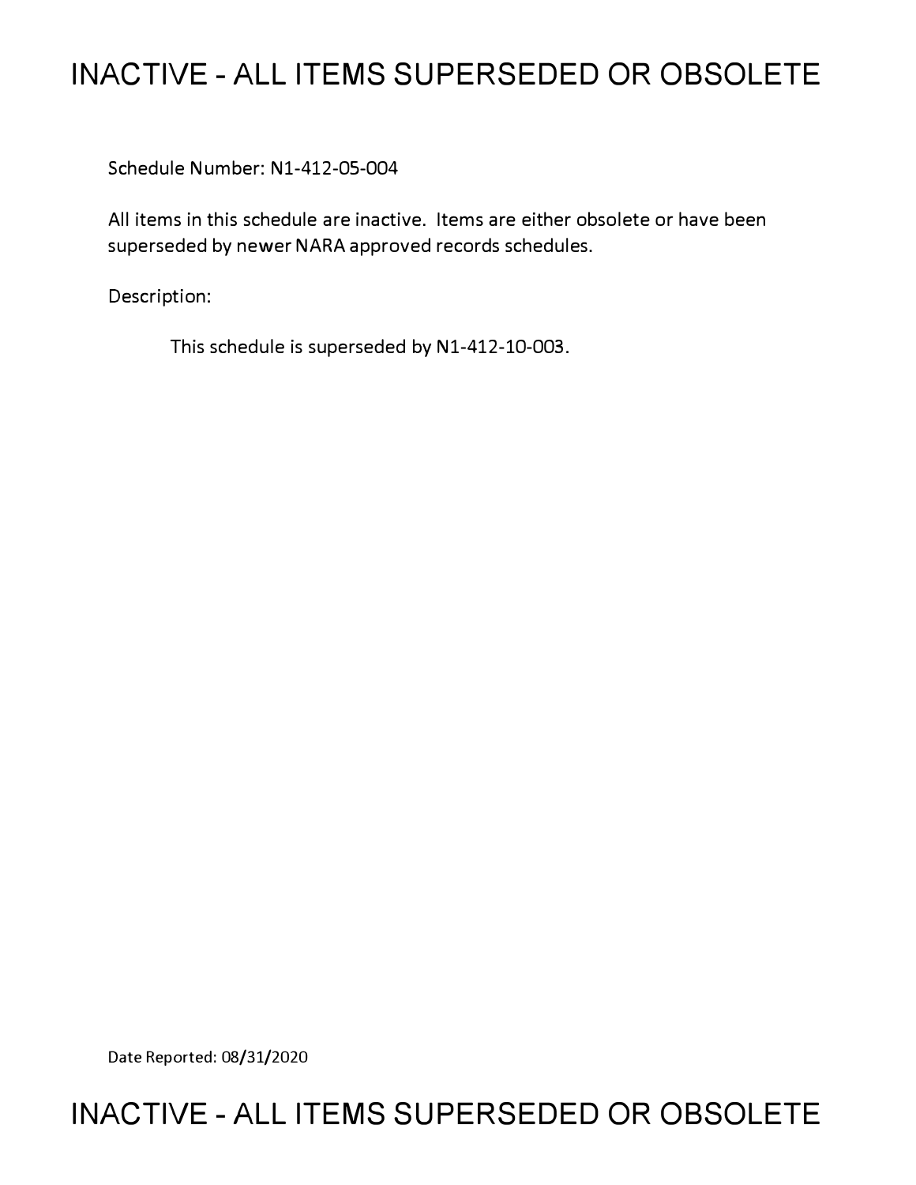# INACTIVE - ALL ITEMS SUPERSEDED OR OBSOLETE

Schedule Number: N1-412-05-004

All items in this schedule are inactive. Items are either obsolete or have been superseded by newer NARA approved records schedules.

Description:

This schedule is superseded by N1-412-10-003.

Date Reported: 08/31/2020

# INACTIVE - ALL ITEMS SUPERSEDED OR OBSOLETE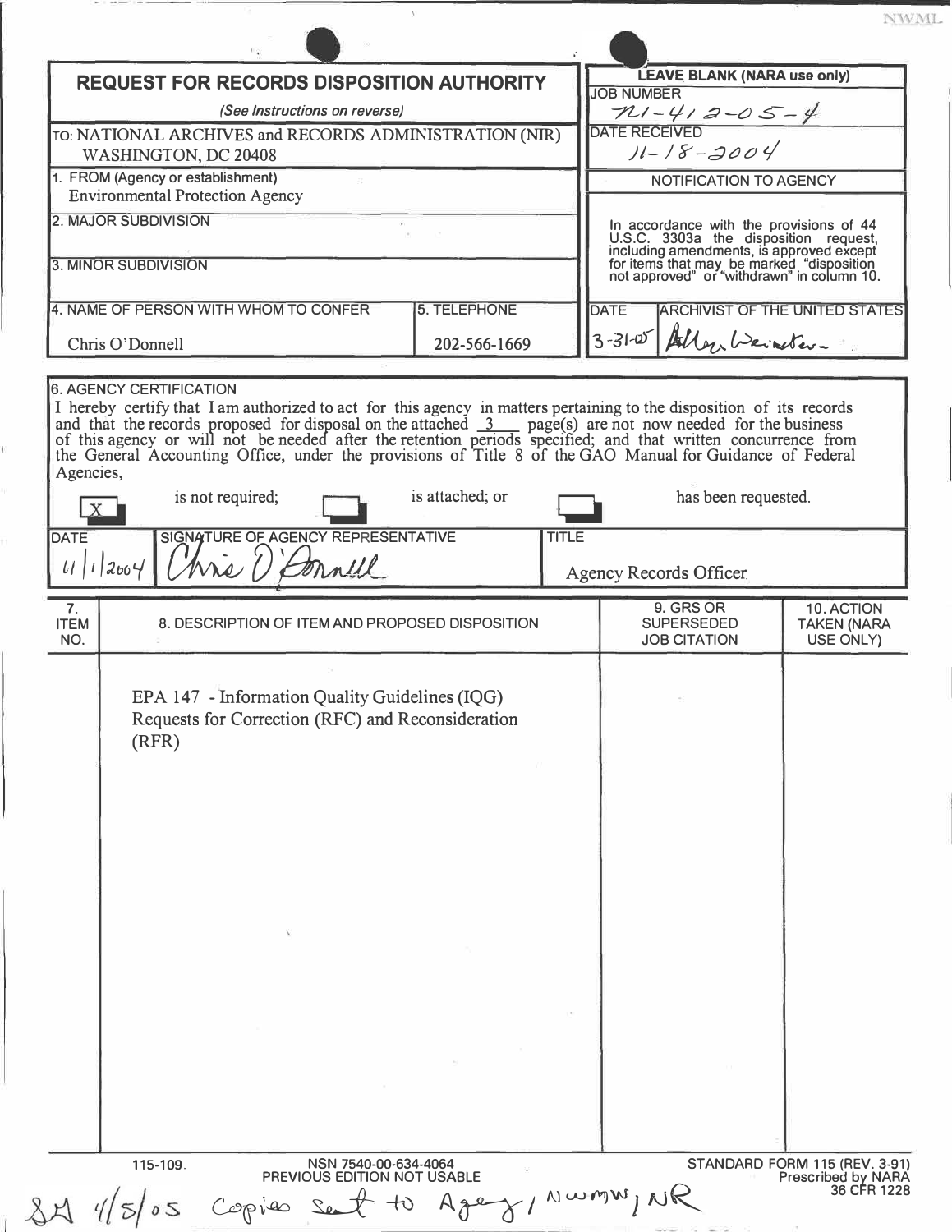NWML

## REQUEST FOR RECORDS DISPOSITION AUTHORITY

*(See Instructions on reverse)*

TO: NATIONAL ARCHIVES and RECORDS ADMINISTRATION (NIR) WASHINGTON, DC 20408

| LEAVE BLANK (NARA use only) |
|---|
| JOB NUMBER N1-412-05-4 |
| DATE RECEIVED 11-18-2004 |
| NOTIFICATION TO AGENCY |
| In accordance with the provisions of 44 U.S.C. 3303a the disposition request, including amendments, is approved except for items that may be marked "disposition not approved" or "withdrawn" in column 10. |
| DATE 3-31-05 ARCHIVIST OF THE UNITED STATES Allen Weinstein |

1. FROM (Agency or establishment)
Environmental Protection Agency

2. MAJOR SUBDIVISION

3. MINOR SUBDIVISION

| 4. NAME OF PERSON WITH WHOM TO CONFER | 5. TELEPHONE |
|---|---|
| Chris O'Donnell | 202-566-1669 |

### 6. AGENCY CERTIFICATION

I hereby certify that I am authorized to act for this agency in matters pertaining to the disposition of its records and that the records proposed for disposal on the attached 3 page(s) are not now needed for the business of this agency or will not be needed after the retention periods specified; and that written concurrence from the General Accounting Office, under the provisions of Title 8 of the GAO Manual for Guidance of Federal Agencies,

[X] is not required; [ ] is attached; or [ ] has been requested.

| DATE | SIGNATURE OF AGENCY REPRESENTATIVE | TITLE |
|---|---|---|
| 11/1/2004 | Chris O'Donnell | Agency Records Officer |

| 7. ITEM NO. | 8. DESCRIPTION OF ITEM AND PROPOSED DISPOSITION | 9. GRS OR SUPERSEDED JOB CITATION | 10. ACTION TAKEN (NARA USE ONLY) |
|---|---|---|---|
| | EPA 147 - Information Quality Guidelines (IQG) Requests for Correction (RFC) and Reconsideration (RFR) | | |

115-109. NSN 7540-00-634-4064 PREVIOUS EDITION NOT USABLE

STANDARD FORM 115 (REV. 3-91) Prescribed by NARA 36 CFR 1228

SM 4/5/05 Copies sent to Agency, NWMW, NR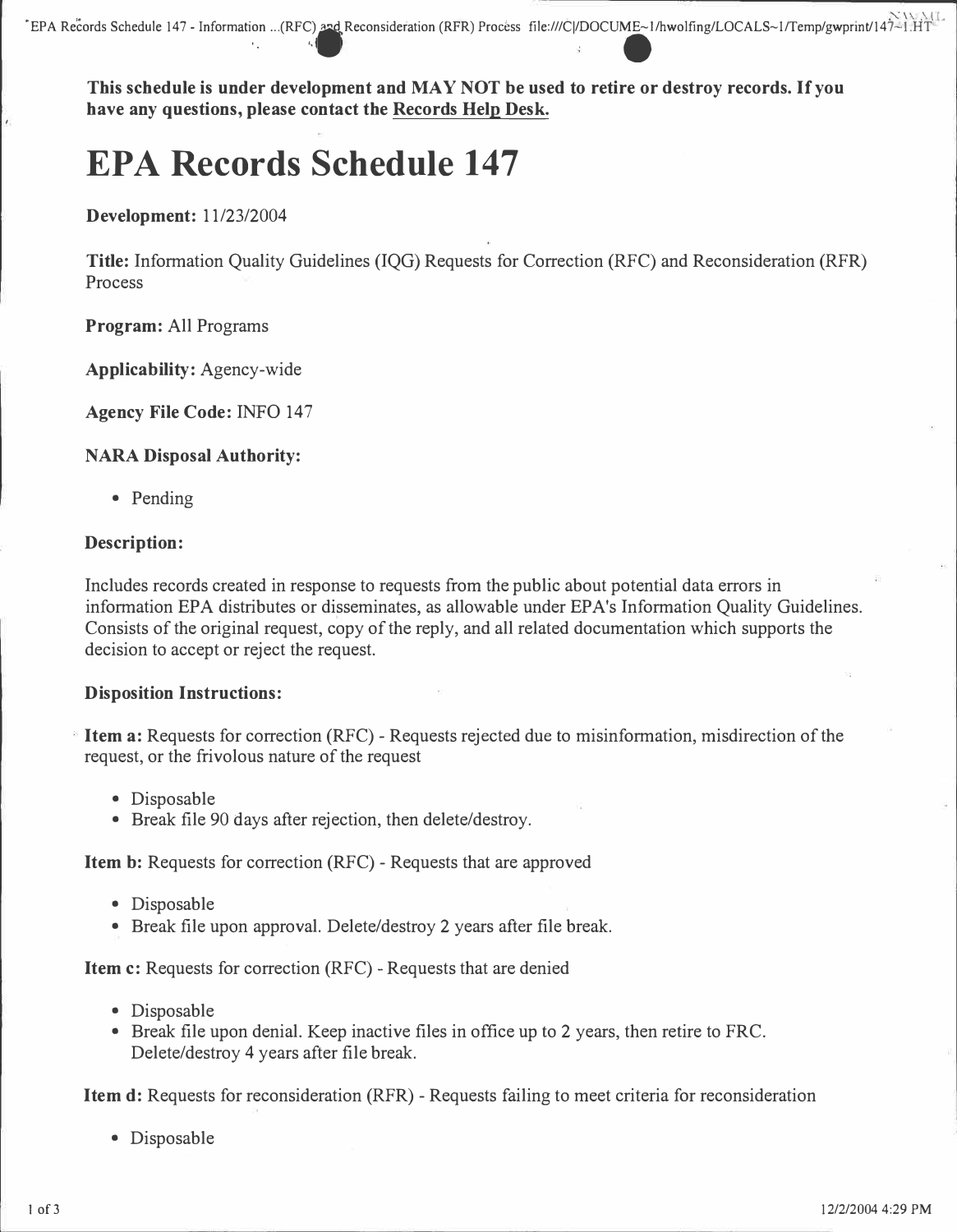**This schedule is under development and MAY NOT be used to retire or destroy records. If you have any questions, please contact the Records Help Desk.**

# EPA Records Schedule 147

**Development:** 11/23/2004

**Title:** Information Quality Guidelines (IQG) Requests for Correction (RFC) and Reconsideration (RFR) Process

**Program:** All Programs

**Applicability:** Agency-wide

**Agency File Code:** INFO 147

**NARA Disposal Authority:**

- Pending

**Description:**

Includes records created in response to requests from the public about potential data errors in information EPA distributes or disseminates, as allowable under EPA's Information Quality Guidelines. Consists of the original request, copy of the reply, and all related documentation which supports the decision to accept or reject the request.

**Disposition Instructions:**

**Item a:** Requests for correction (RFC) - Requests rejected due to misinformation, misdirection of the request, or the frivolous nature of the request

- Disposable
- Break file 90 days after rejection, then delete/destroy.

**Item b:** Requests for correction (RFC) - Requests that are approved

- Disposable
- Break file upon approval. Delete/destroy 2 years after file break.

**Item c:** Requests for correction (RFC) - Requests that are denied

- Disposable
- Break file upon denial. Keep inactive files in office up to 2 years, then retire to FRC. Delete/destroy 4 years after file break.

**Item d:** Requests for reconsideration (RFR) - Requests failing to meet criteria for reconsideration

- Disposable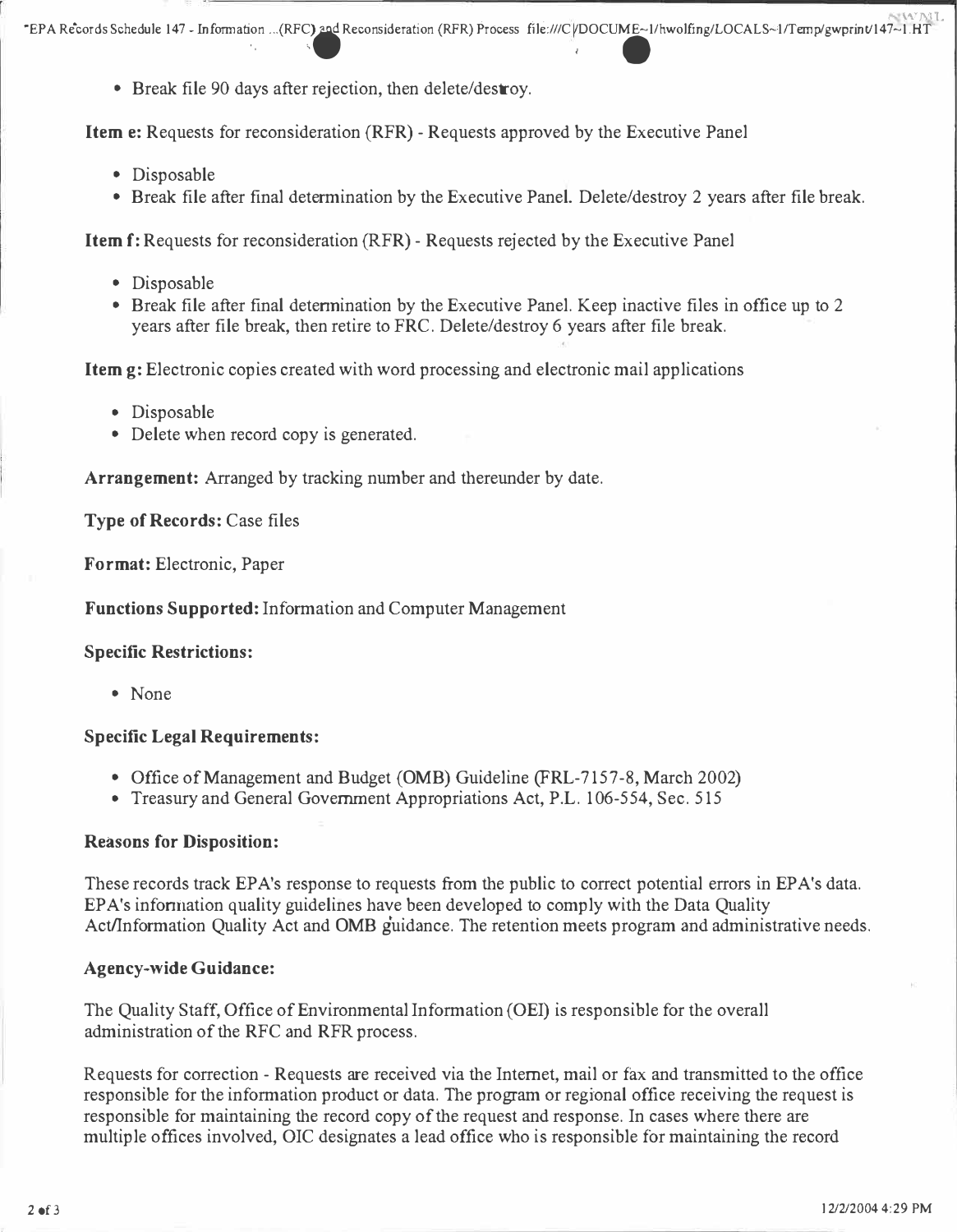- Break file 90 days after rejection, then delete/destroy.

**Item e:** Requests for reconsideration (RFR) - Requests approved by the Executive Panel

- Disposable
- Break file after final determination by the Executive Panel. Delete/destroy 2 years after file break.

**Item f:** Requests for reconsideration (RFR) - Requests rejected by the Executive Panel

- Disposable
- Break file after final determination by the Executive Panel. Keep inactive files in office up to 2 years after file break, then retire to FRC. Delete/destroy 6 years after file break.

**Item g:** Electronic copies created with word processing and electronic mail applications

- Disposable
- Delete when record copy is generated.

**Arrangement:** Arranged by tracking number and thereunder by date.

**Type of Records:** Case files

**Format:** Electronic, Paper

**Functions Supported:** Information and Computer Management

### Specific Restrictions:

- None

### Specific Legal Requirements:

- Office of Management and Budget (OMB) Guideline (FRL-7157-8, March 2002)
- Treasury and General Government Appropriations Act, P.L. 106-554, Sec. 515

### Reasons for Disposition:

These records track EPA's response to requests from the public to correct potential errors in EPA's data. EPA's information quality guidelines have been developed to comply with the Data Quality Act/Information Quality Act and OMB guidance. The retention meets program and administrative needs.

### Agency-wide Guidance:

The Quality Staff, Office of Environmental Information (OEI) is responsible for the overall administration of the RFC and RFR process.

Requests for correction - Requests are received via the Internet, mail or fax and transmitted to the office responsible for the information product or data. The program or regional office receiving the request is responsible for maintaining the record copy of the request and response. In cases where there are multiple offices involved, OIC designates a lead office who is responsible for maintaining the record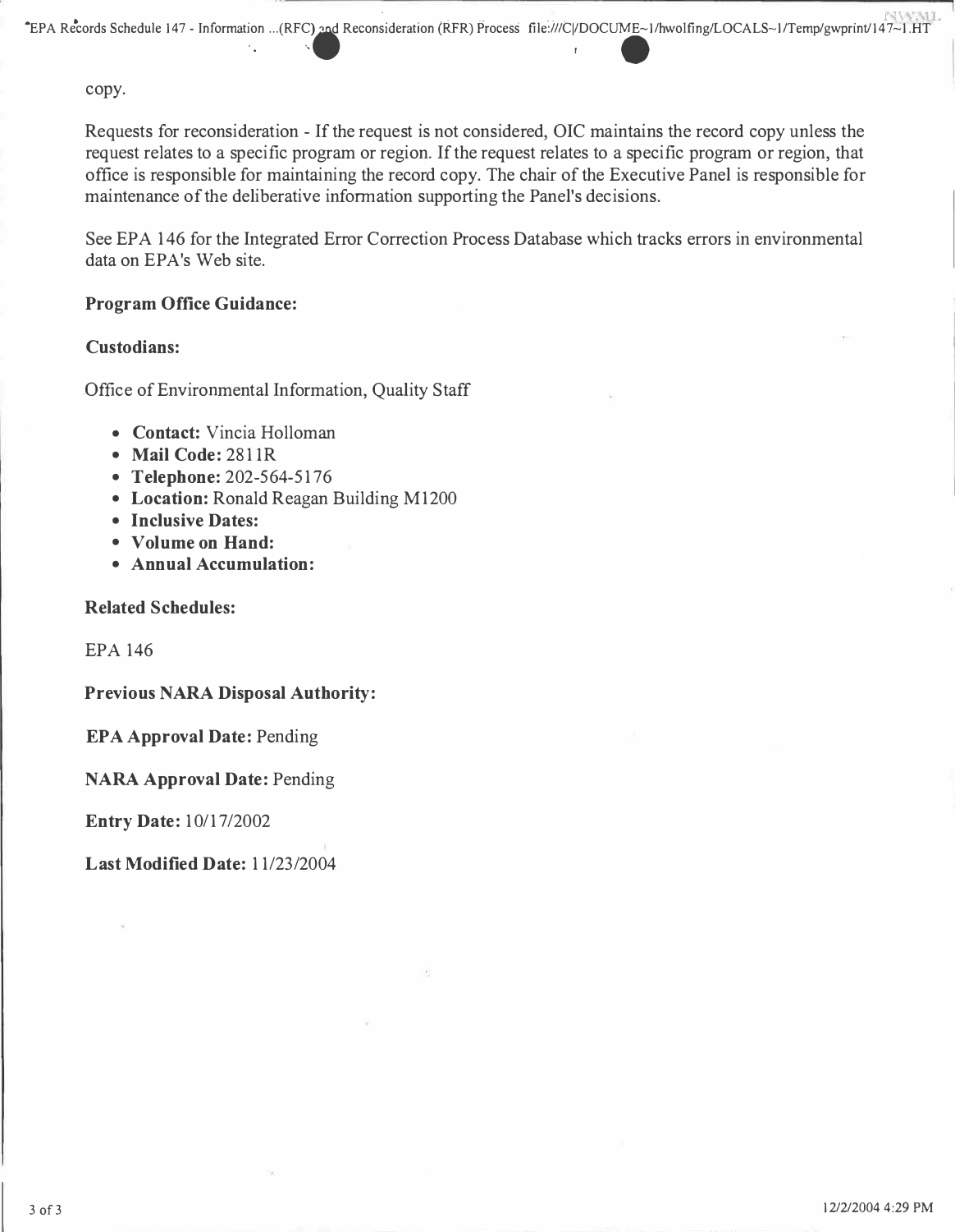copy.

Requests for reconsideration - If the request is not considered, OIC maintains the record copy unless the request relates to a specific program or region. If the request relates to a specific program or region, that office is responsible for maintaining the record copy. The chair of the Executive Panel is responsible for maintenance of the deliberative information supporting the Panel's decisions.

See EPA 146 for the Integrated Error Correction Process Database which tracks errors in environmental data on EPA's Web site.

**Program Office Guidance:**

**Custodians:**

Office of Environmental Information, Quality Staff

- **Contact:** Vincia Holloman
- **Mail Code:** 2811R
- **Telephone:** 202-564-5176
- **Location:** Ronald Reagan Building M1200
- **Inclusive Dates:**
- **Volume on Hand:**
- **Annual Accumulation:**

**Related Schedules:**

EPA 146

**Previous NARA Disposal Authority:**

**EPA Approval Date:** Pending

**NARA Approval Date:** Pending

**Entry Date:** 10/17/2002

**Last Modified Date:** 11/23/2004